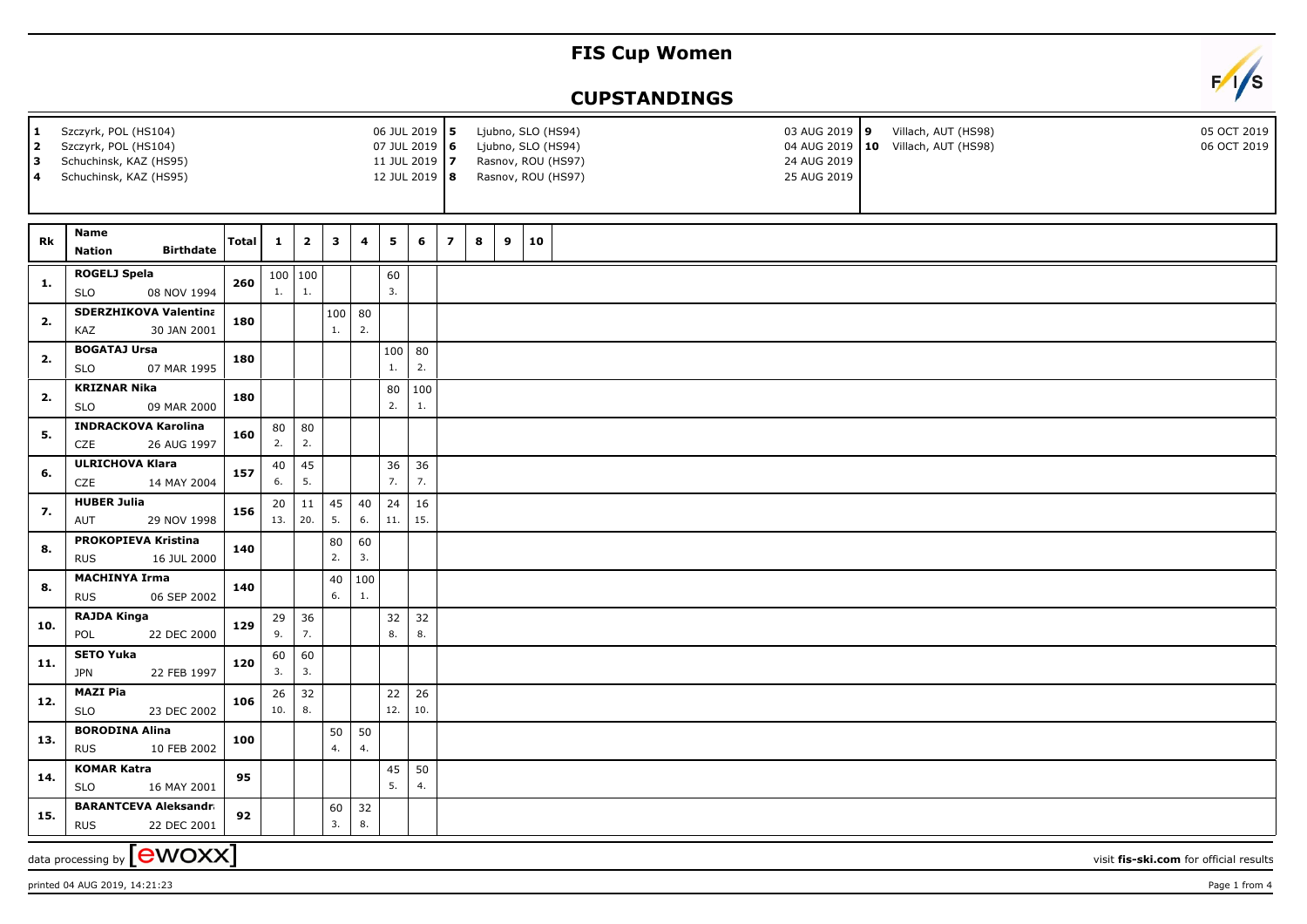# FIS Cup Women

## CUPSTANDINGS

| | | | | | |
|---|---|---|---|---|---|
| 1 Szczyrk, POL (HS104) | 06 JUL 2019 | 5 Ljubno, SLO (HS94) | 03 AUG 2019 | 9 Villach, AUT (HS98) | 05 OCT 2019 |
| 2 Szczyrk, POL (HS104) | 07 JUL 2019 | 6 Ljubno, SLO (HS94) | 04 AUG 2019 | 10 Villach, AUT (HS98) | 06 OCT 2019 |
| 3 Schuchinsk, KAZ (HS95) | 11 JUL 2019 | 7 Rasnov, ROU (HS97) | 24 AUG 2019 | | |
| 4 Schuchinsk, KAZ (HS95) | 12 JUL 2019 | 8 Rasnov, ROU (HS97) | 25 AUG 2019 | | |

| Rk | Name / Nation / Birthdate | Total | 1 | 2 | 3 | 4 | 5 | 6 | 7 | 8 | 9 | 10 |
|---|---|---|---|---|---|---|---|---|---|---|---|---|
| 1. | ROGELJ Spela SLO 08 NOV 1994 | 260 | 100 1. | 100 1. | | | 60 3. | | | | | |
| 2. | SDERZHIKOVA Valentina KAZ 30 JAN 2001 | 180 | | | 100 1. | 80 2. | | | | | | |
| 2. | BOGATAJ Ursa SLO 07 MAR 1995 | 180 | | | | | 100 1. | 80 2. | | | | |
| 2. | KRIZNAR Nika SLO 09 MAR 2000 | 180 | | | | | 80 2. | 100 1. | | | | |
| 5. | INDRACKOVA Karolina CZE 26 AUG 1997 | 160 | 80 2. | 80 2. | | | | | | | | |
| 6. | ULRICHOVA Klara CZE 14 MAY 2004 | 157 | 40 6. | 45 5. | | | 36 7. | 36 7. | | | | |
| 7. | HUBER Julia AUT 29 NOV 1998 | 156 | 20 13. | 11 20. | 45 5. | 40 6. | 24 11. | 16 15. | | | | |
| 8. | PROKOPIEVA Kristina RUS 16 JUL 2000 | 140 | | | 80 2. | 60 3. | | | | | | |
| 8. | MACHINYA Irma RUS 06 SEP 2002 | 140 | | | 40 6. | 100 1. | | | | | | |
| 10. | RAJDA Kinga POL 22 DEC 2000 | 129 | 29 9. | 36 7. | | | 32 8. | 32 8. | | | | |
| 11. | SETO Yuka JPN 22 FEB 1997 | 120 | 60 3. | 60 3. | | | | | | | | |
| 12. | MAZI Pia SLO 23 DEC 2002 | 106 | 26 10. | 32 8. | | | 22 12. | 26 10. | | | | |
| 13. | BORODINA Alina RUS 10 FEB 2002 | 100 | | | 50 4. | 50 4. | | | | | | |
| 14. | KOMAR Katra SLO 16 MAY 2001 | 95 | | | | | 45 5. | 50 4. | | | | |
| 15. | BARANTCEVA Aleksandra RUS 22 DEC 2001 | 92 | | | 60 3. | 32 8. | | | | | | |

data processing by [ewoxx] visit fis-ski.com for official results

printed 04 AUG 2019, 14:21:23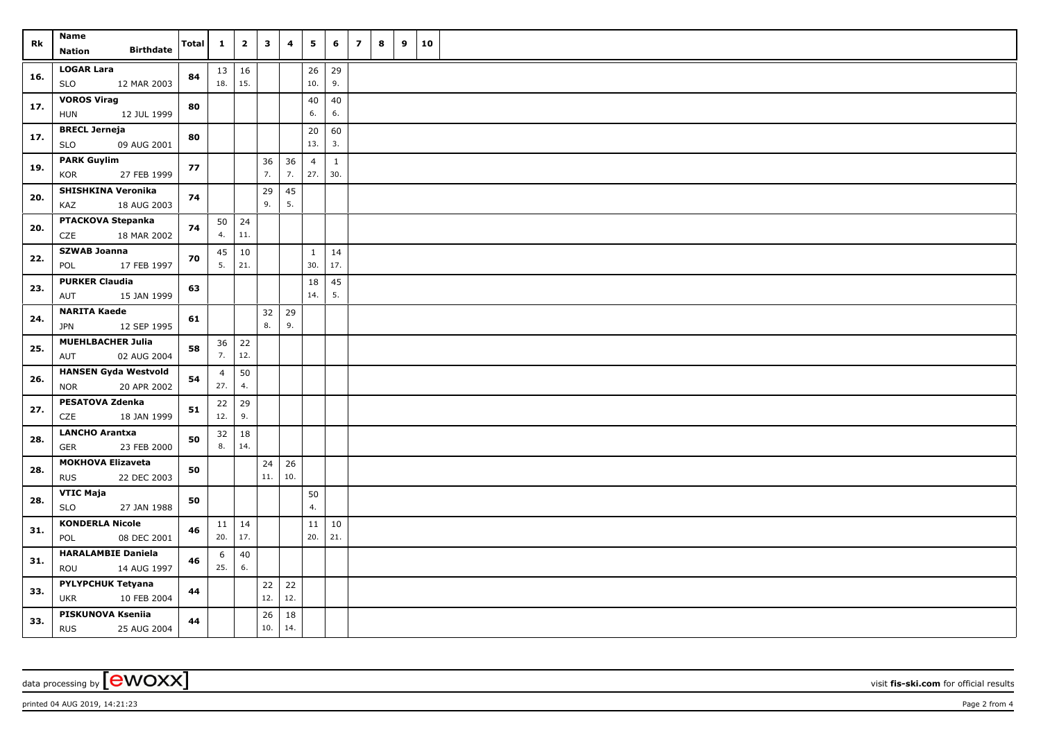| Rk | Name<br>Nation Birthdate | Total | 1 | 2 | 3 | 4 | 5 | 6 | 7 | 8 | 9 | 10 |
|---|---|---|---|---|---|---|---|---|---|---|---|---|
| 16. | LOGAR Lara<br>SLO 12 MAR 2003 | 84 | 13<br>18. | 16<br>15. | | | 26<br>10. | 29<br>9. | | | | |
| 17. | VOROS Virag<br>HUN 12 JUL 1999 | 80 | | | | | 40<br>6. | 40<br>6. | | | | |
| 17. | BRECL Jerneja<br>SLO 09 AUG 2001 | 80 | | | | | 20<br>13. | 60<br>3. | | | | |
| 19. | PARK Guylim<br>KOR 27 FEB 1999 | 77 | | | 36<br>7. | 36<br>7. | 4<br>27. | 1<br>30. | | | | |
| 20. | SHISHKINA Veronika<br>KAZ 18 AUG 2003 | 74 | | | 29<br>9. | 45<br>5. | | | | | | |
| 20. | PTACKOVA Stepanka<br>CZE 18 MAR 2002 | 74 | 50<br>4. | 24<br>11. | | | | | | | | |
| 22. | SZWAB Joanna<br>POL 17 FEB 1997 | 70 | 45<br>5. | 10<br>21. | | | 1<br>30. | 14<br>17. | | | | |
| 23. | PURKER Claudia<br>AUT 15 JAN 1999 | 63 | | | | | 18<br>14. | 45<br>5. | | | | |
| 24. | NARITA Kaede<br>JPN 12 SEP 1995 | 61 | | | 32<br>8. | 29<br>9. | | | | | | |
| 25. | MUEHLBACHER Julia<br>AUT 02 AUG 2004 | 58 | 36<br>7. | 22<br>12. | | | | | | | | |
| 26. | HANSEN Gyda Westvold<br>NOR 20 APR 2002 | 54 | 4<br>27. | 50<br>4. | | | | | | | | |
| 27. | PESATOVA Zdenka<br>CZE 18 JAN 1999 | 51 | 22<br>12. | 29<br>9. | | | | | | | | |
| 28. | LANCHO Arantxa<br>GER 23 FEB 2000 | 50 | 32<br>8. | 18<br>14. | | | | | | | | |
| 28. | MOKHOVA Elizaveta<br>RUS 22 DEC 2003 | 50 | | | 24<br>11. | 26<br>10. | | | | | | |
| 28. | VTIC Maja<br>SLO 27 JAN 1988 | 50 | | | | | 50<br>4. | | | | | |
| 31. | KONDERLA Nicole<br>POL 08 DEC 2001 | 46 | 11<br>20. | 14<br>17. | | | 11<br>20. | 10<br>21. | | | | |
| 31. | HARALAMBIE Daniela<br>ROU 14 AUG 1997 | 46 | 6<br>25. | 40<br>6. | | | | | | | | |
| 33. | PYLYPCHUK Tetyana<br>UKR 10 FEB 2004 | 44 | | | 22<br>12. | 22<br>12. | | | | | | |
| 33. | PISKUNOVA Kseniia<br>RUS 25 AUG 2004 | 44 | | | 26<br>10. | 18<br>14. | | | | | | |

data processing by [ewoxx] visit fis-ski.com for official results

printed 04 AUG 2019, 14:21:23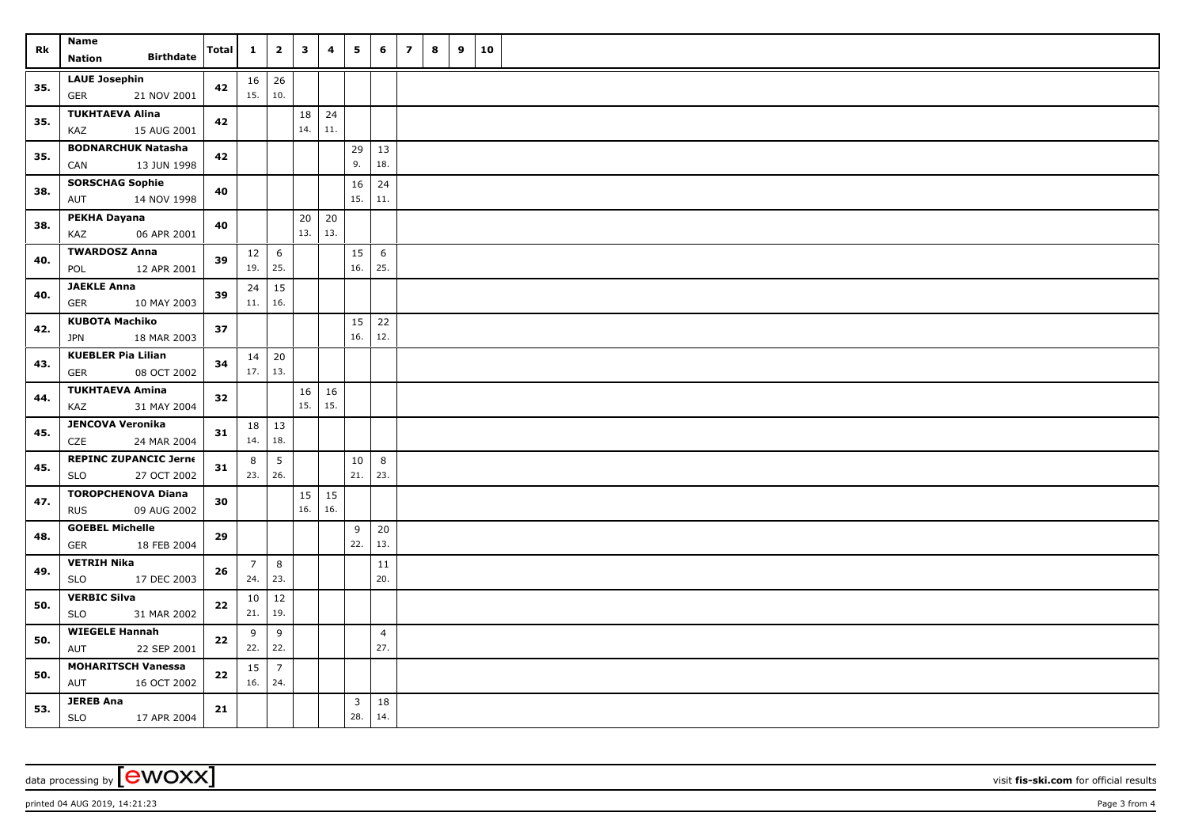| Rk | Name<br>Nation Birthdate | Total | 1 | 2 | 3 | 4 | 5 | 6 | 7 | 8 | 9 | 10 |
|---|---|---|---|---|---|---|---|---|---|---|---|---|
| 35. | LAUE Josephin<br>GER 21 NOV 2001 | 42 | 16<br>15. | 26<br>10. | | | | | | | | |
| 35. | TUKHTAEVA Alina<br>KAZ 15 AUG 2001 | 42 | | | 18<br>14. | 24<br>11. | | | | | | |
| 35. | BODNARCHUK Natasha<br>CAN 13 JUN 1998 | 42 | | | | | 29<br>9. | 13<br>18. | | | | |
| 38. | SORSCHAG Sophie<br>AUT 14 NOV 1998 | 40 | | | | | 16<br>15. | 24<br>11. | | | | |
| 38. | PEKHA Dayana<br>KAZ 06 APR 2001 | 40 | | | 20<br>13. | 20<br>13. | | | | | | |
| 40. | TWARDOSZ Anna<br>POL 12 APR 2001 | 39 | 12<br>19. | 6<br>25. | | | 15<br>16. | 6<br>25. | | | | |
| 40. | JAEKLE Anna<br>GER 10 MAY 2003 | 39 | 24<br>11. | 15<br>16. | | | | | | | | |
| 42. | KUBOTA Machiko<br>JPN 18 MAR 2003 | 37 | | | | | 15<br>16. | 22<br>12. | | | | |
| 43. | KUEBLER Pia Lilian<br>GER 08 OCT 2002 | 34 | 14<br>17. | 20<br>13. | | | | | | | | |
| 44. | TUKHTAEVA Amina<br>KAZ 31 MAY 2004 | 32 | | | 16<br>15. | 16<br>15. | | | | | | |
| 45. | JENCOVA Veronika<br>CZE 24 MAR 2004 | 31 | 18<br>14. | 13<br>18. | | | | | | | | |
| 45. | REPINC ZUPANCIC Jerne<br>SLO 27 OCT 2002 | 31 | 8<br>23. | 5<br>26. | | | 10<br>21. | 8<br>23. | | | | |
| 47. | TOROPCHENOVA Diana<br>RUS 09 AUG 2002 | 30 | | | 15<br>16. | 15<br>16. | | | | | | |
| 48. | GOEBEL Michelle<br>GER 18 FEB 2004 | 29 | | | | | 9<br>22. | 20<br>13. | | | | |
| 49. | VETRIH Nika<br>SLO 17 DEC 2003 | 26 | 7<br>24. | 8<br>23. | | | | 11<br>20. | | | | |
| 50. | VERBIC Silva<br>SLO 31 MAR 2002 | 22 | 10<br>21. | 12<br>19. | | | | | | | | |
| 50. | WIEGELE Hannah<br>AUT 22 SEP 2001 | 22 | 9<br>22. | 9<br>22. | | | | 4<br>27. | | | | |
| 50. | MOHARITSCH Vanessa<br>AUT 16 OCT 2002 | 22 | 15<br>16. | 7<br>24. | | | | | | | | |
| 53. | JEREB Ana<br>SLO 17 APR 2004 | 21 | | | | | 3<br>28. | 18<br>14. | | | | |

data processing by [ewoxx] visit fis-ski.com for official results

printed 04 AUG 2019, 14:21:23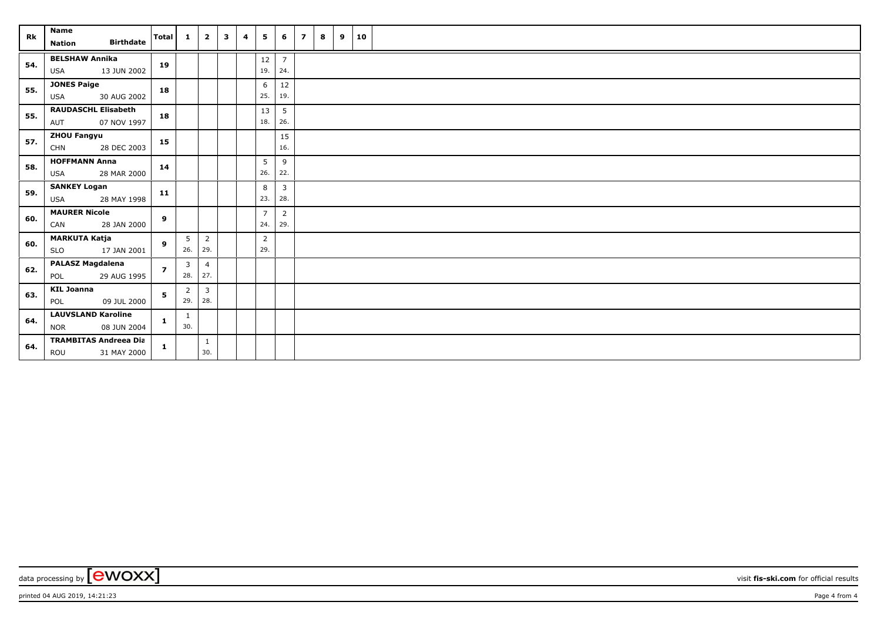| Rk | Name<br>Nation Birthdate | Total | 1 | 2 | 3 | 4 | 5 | 6 | 7 | 8 | 9 | 10 |
|---|---|---|---|---|---|---|---|---|---|---|---|---|
| 54. | **BELSHAW Annika**<br>USA 13 JUN 2002 | **19** | | | | | 12<br>19. | 7<br>24. | | | | |
| 55. | **JONES Paige**<br>USA 30 AUG 2002 | **18** | | | | | 6<br>25. | 12<br>19. | | | | |
| 55. | **RAUDASCHL Elisabeth**<br>AUT 07 NOV 1997 | **18** | | | | | 13<br>18. | 5<br>26. | | | | |
| 57. | **ZHOU Fangyu**<br>CHN 28 DEC 2003 | **15** | | | | | | 15<br>16. | | | | |
| 58. | **HOFFMANN Anna**<br>USA 28 MAR 2000 | **14** | | | | | 5<br>26. | 9<br>22. | | | | |
| 59. | **SANKEY Logan**<br>USA 28 MAY 1998 | **11** | | | | | 8<br>23. | 3<br>28. | | | | |
| 60. | **MAURER Nicole**<br>CAN 28 JAN 2000 | **9** | | | | | 7<br>24. | 2<br>29. | | | | |
| 60. | **MARKUTA Katja**<br>SLO 17 JAN 2001 | **9** | 5<br>26. | 2<br>29. | | | 2<br>29. | | | | | |
| 62. | **PALASZ Magdalena**<br>POL 29 AUG 1995 | **7** | 3<br>28. | 4<br>27. | | | | | | | | |
| 63. | **KIL Joanna**<br>POL 09 JUL 2000 | **5** | 2<br>29. | 3<br>28. | | | | | | | | |
| 64. | **LAUVSLAND Karoline**<br>NOR 08 JUN 2004 | **1** | 1<br>30. | | | | | | | | | |
| 64. | **TRAMBITAS Andreea Dia**<br>ROU 31 MAY 2000 | **1** | | 1<br>30. | | | | | | | | |

data processing by [ewoxx] visit **fis-ski.com** for official results

printed 04 AUG 2019, 14:21:23